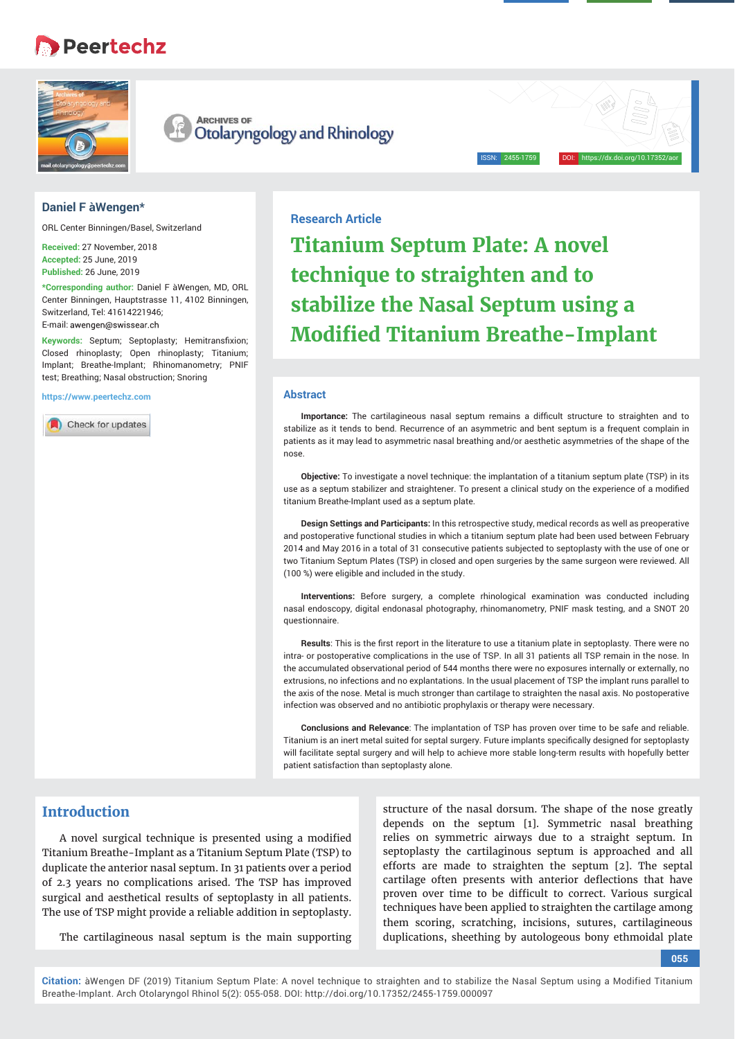Research Article

# Titanium Septum Plate: A novel technique to straighten and to stabilize the Nasal Septum using a Modified Titanium Breathe-Implant

**Daniel F àWengen***

ORL Center Binningen/Basel, Switzerland

**Received:** 27 November, 2018
**Accepted:** 25 June, 2019
**Published:** 26 June, 2019

***Corresponding author:** Daniel F àWengen, MD, ORL Center Binningen, Hauptstrasse 11, 4102 Binningen, Switzerland, Tel: 41614221946;
E-mail: awengen@swissear.ch

**Keywords:** Septum; Septoplasty; Hemitransfixion; Closed rhinoplasty; Open rhinoplasty; Titanium; Implant; Breathe-Implant; Rhinomanometry; PNIF test; Breathing; Nasal obstruction; Snoring

https://www.peertechz.com

## Abstract

**Importance:** The cartilageinous nasal septum remains a difficult structure to straighten and to stabilize as it tends to bend. Recurrence of an asymmetric and bent septum is a frequent complain in patients as it may lead to asymmetric nasal breathing and/or aesthetic asymmetries of the shape of the nose.

**Objective:** To investigate a novel technique: the implantation of a titanium septum plate (TSP) in its use as a septum stabilizer and straightener. To present a clinical study on the experience of a modified titanium Breathe-Implant used as a septum plate.

**Design Settings and Participants:** In this retrospective study, medical records as well as preoperative and postoperative functional studies in which a titanium septum plate had been used between February 2014 and May 2016 in a total of 31 consecutive patients subjected to septoplasty with the use of one or two Titanium Septum Plates (TSP) in closed and open surgeries by the same surgeon were reviewed. All (100 %) were eligible and included in the study.

**Interventions:** Before surgery, a complete rhinological examination was conducted including nasal endoscopy, digital endonasal photography, rhinomanometry, PNIF mask testing, and a SNOT 20 questionnaire.

**Results**: This is the first report in the literature to use a titanium plate in septoplasty. There were no intra- or postoperative complications in the use of TSP. In all 31 patients all TSP remain in the nose. In the accumulated observational period of 544 months there were no exposures internally or externally, no extrusions, no infections and no explantations. In the usual placement of TSP the implant runs parallel to the axis of the nose. Metal is much stronger than cartilage to straighten the nasal axis. No postoperative infection was observed and no antibiotic prophylaxis or therapy were necessary.

**Conclusions and Relevance**: The implantation of TSP has proven over time to be safe and reliable. Titanium is an inert metal suited for septal surgery. Future implants specifically designed for septoplasty will facilitate septal surgery and will help to achieve more stable long-term results with hopefully better patient satisfaction than septoplasty alone.

## Introduction

A novel surgical technique is presented using a modified Titanium Breathe-Implant as a Titanium Septum Plate (TSP) to duplicate the anterior nasal septum. In 31 patients over a period of 2.3 years no complications arised. The TSP has improved surgical and aesthetical results of septoplasty in all patients. The use of TSP might provide a reliable addition in septoplasty.

The cartilageinous nasal septum is the main supporting structure of the nasal dorsum. The shape of the nose greatly depends on the septum [1]. Symmetric nasal breathing relies on symmetric airways due to a straight septum. In septoplasty the cartilaginous septum is approached and all efforts are made to straighten the septum [2]. The septal cartilage often presents with anterior deflections that have proven over time to be difficult to correct. Various surgical techniques have been applied to straighten the cartilage among them scoring, scratching, incisions, sutures, cartilageinous duplications, sheething by autologeous bony ethmoidal plate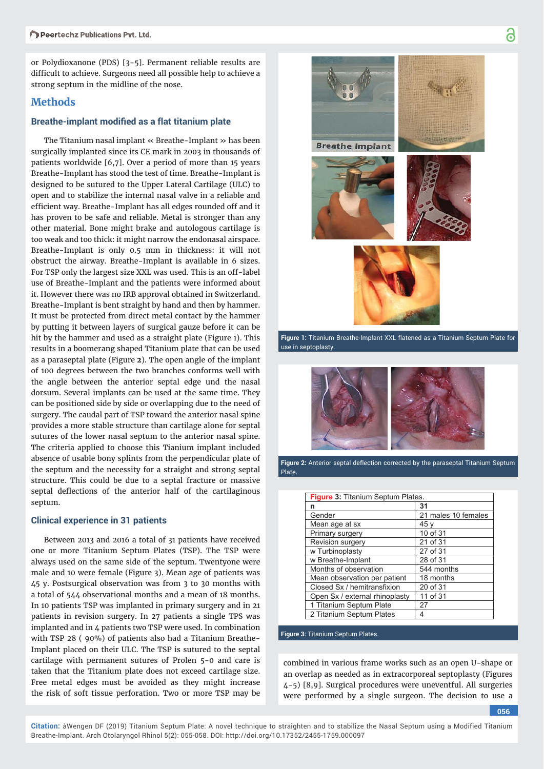or Polydioxanone (PDS) [3-5]. Permanent reliable results are difficult to achieve. Surgeons need all possible help to achieve a strong septum in the midline of the nose.

## Methods

### Breathe-implant modified as a flat titanium plate

The Titanium nasal implant « Breathe-Implant » has been surgically implanted since its CE mark in 2003 in thousands of patients worldwide [6,7]. Over a period of more than 15 years Breathe-Implant has stood the test of time. Breathe-Implant is designed to be sutured to the Upper Lateral Cartilage (ULC) to open and to stabilize the internal nasal valve in a reliable and efficient way. Breathe-Implant has all edges rounded off and it has proven to be safe and reliable. Metal is stronger than any other material. Bone might brake and autologous cartilage is too weak and too thick: it might narrow the endonasal airspace. Breathe-Implant is only 0.5 mm in thickness: it will not obstruct the airway. Breathe-Implant is available in 6 sizes. For TSP only the largest size XXL was used. This is an off-label use of Breathe-Implant and the patients were informed about it. However there was no IRB approval obtained in Switzerland. Breathe-Implant is bent straight by hand and then by hammer. It must be protected from direct metal contact by the hammer by putting it between layers of surgical gauze before it can be hit by the hammer and used as a straight plate (Figure 1). This results in a boomerang shaped Titanium plate that can be used as a paraseptal plate (Figure **2**). The open angle of the implant of 100 degrees between the two branches conforms well with the angle between the anterior septal edge und the nasal dorsum. Several implants can be used at the same time. They can be positioned side by side or overlapping due to the need of surgery. The caudal part of TSP toward the anterior nasal spine provides a more stable structure than cartilage alone for septal sutures of the lower nasal septum to the anterior nasal spine. The criteria applied to choose this Titanium implant included absence of usable bony splints from the perpendicular plate of the septum and the necessity for a straight and strong septal structure. This could be due to a septal fracture or massive septal deflections of the anterior half of the cartilaginous septum.

**Figure 1:** Titanium Breathe-Implant XXL flattened as a Titanium Septum Plate for use in septoplasty.

**Figure 2:** Anterior septal deflection corrected by the paraseptal Titanium Septum Plate.

### Clinical experience in 31 patients

Between 2013 and 2016 a total of 31 patients have received one or more Titanium Septum Plates (TSP). The TSP were always used on the same side of the septum. Twentyone were male and 10 were female (Figure 3). Mean age of patients was 45 y. Postsurgical observation was from 3 to 30 months with a total of 544 observational months and a mean of 18 months. In 10 patients TSP was implanted in primary surgery and in 21 patients in revision surgery. In 27 patients a single TPS was implanted and in 4 patients two TSP were used. In combination with TSP 28 ( 90%) of patients also had a Titanium Breathe-Implant placed on their ULC. The TSP is sutured to the septal cartilage with permanent sutures of Prolen 5-0 and care is taken that the Titanium plate does not exceed cartilage size. Free metal edges must be avoided as they might increase the risk of soft tissue perforation. Two or more TSP may be combined in various frame works such as an open U-shape or an overlap as needed as in extracorporeal septoplasty (Figures 4-5) [8,9]. Surgical procedures were uneventful. All surgeries were performed by a single surgeon. The decision to use a

**Figure 3:** Titanium Septum Plates.

| n | 31 |
|---|---|
| Gender | 21 males 10 females |
| Mean age at sx | 45 y |
| Primary surgery | 10 of 31 |
| Revision surgery | 21 of 31 |
| w Turbinoplasty | 27 of 31 |
| w Breathe-Implant | 28 of 31 |
| Months of observation | 544 months |
| Mean observation per patient | 18 months |
| Closed Sx / hemitransfixion | 20 of 31 |
| Open Sx / external rhinoplasty | 11 of 31 |
| 1 Titanium Septum Plate | 27 |
| 2 Titanium Septum Plates | 4 |

**Figure 3:** Titanium Septum Plates.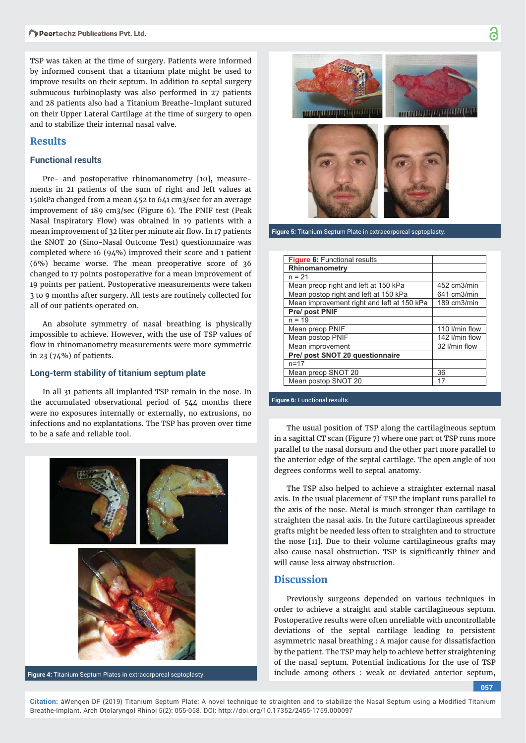TSP was taken at the time of surgery. Patients were informed by informed consent that a titanium plate might be used to improve results on their septum. In addition to septal surgery submucous turbinoplasty was also performed in 27 patients and 28 patients also had a Titanium Breathe-Implant sutured on their Upper Lateral Cartilage at the time of surgery to open and to stabilize their internal nasal valve.

## Results

### Functional results

Pre- and postoperative rhinomanometry [10], measurements in 21 patients of the sum of right and left values at 150kPa changed from a mean 452 to 641 cm3/sec for an average improvement of 189 cm3/sec (Figure 6). The PNIF test (Peak Nasal Inspiratory Flow) was obtained in 19 patients with a mean improvement of 32 liter per minute air flow. In 17 patients the SNOT 20 (Sino-Nasal Outcome Test) questionnnaire was completed where 16 (94%) improved their score and 1 patient (6%) became worse. The mean preoperative score of 36 changed to 17 points postoperative for a mean improvement of 19 points per patient. Postoperative measurements were taken 3 to 9 months after surgery. All tests are routinely collected for all of our patients operated on.

An absolute symmetry of nasal breathing is physically impossible to achieve. However, with the use of TSP values of flow in rhinomanometry measurements were more symmetric in 23 (74%) of patients.

### Long-term stability of titanium septum plate

In all 31 patients all implanted TSP remain in the nose. In the accumulated observational period of 544 months there were no exposures internally or externally, no extrusions, no infections and no explantations. The TSP has proven over time to be a safe and reliable tool.

**Figure 4:** Titanium Septum Plates in extracorporeal septoplasty.

**Figure 5:** Titanium Septum Plate in extracorporeal septoplasty.

| **Figure 6:** Functional results | |
|---|---|
| **Rhinomanometry** | |
| n = 21 | |
| Mean preop right and left at 150 kPa | 452 cm3/min |
| Mean postop right and left at 150 kPa | 641 cm3/min |
| Mean improvement right and left at 150 kPa | 189 cm3/min |
| **Pre/ post PNIF** | |
| n = 19 | |
| Mean preop PNIF | 110 l/min flow |
| Mean postop PNIF | 142 l/min flow |
| Mean improvement | 32 l/min flow |
| **Pre/ post SNOT 20 questionnaire** | |
| n=17 | |
| Mean preop SNOT 20 | 36 |
| Mean postop SNOT 20 | 17 |

**Figure 6:** Functional results.

The usual position of TSP along the cartilagineous septum in a sagittal CT scan (Figure 7) where one part ot TSP runs more parallel to the nasal dorsum and the other part more parallel to the anterior edge of the septal cartilage. The open angle of 100 degrees conforms well to septal anatomy.

The TSP also helped to achieve a straighter external nasal axis. In the usual placement of TSP the implant runs parallel to the axis of the nose. Metal is much stronger than cartilage to straighten the nasal axis. In the future cartilagineous spreader grafts might be needed less often to straighten and to structure the nose [11]. Due to their volume cartilagineous grafts may also cause nasal obstruction. TSP is significantly thiner and will cause less airway obstruction.

## Discussion

Previously surgeons depended on various techniques in order to achieve a straight and stable cartilagineous septum. Postoperative results were often unreliable with uncontrollable deviations of the septal cartilage leading to persistent asymmetric nasal breathing : A major cause for dissatisfaction by the patient. The TSP may help to achieve better straightening of the nasal septum. Potential indications for the use of TSP include among others : weak or deviated anterior septum,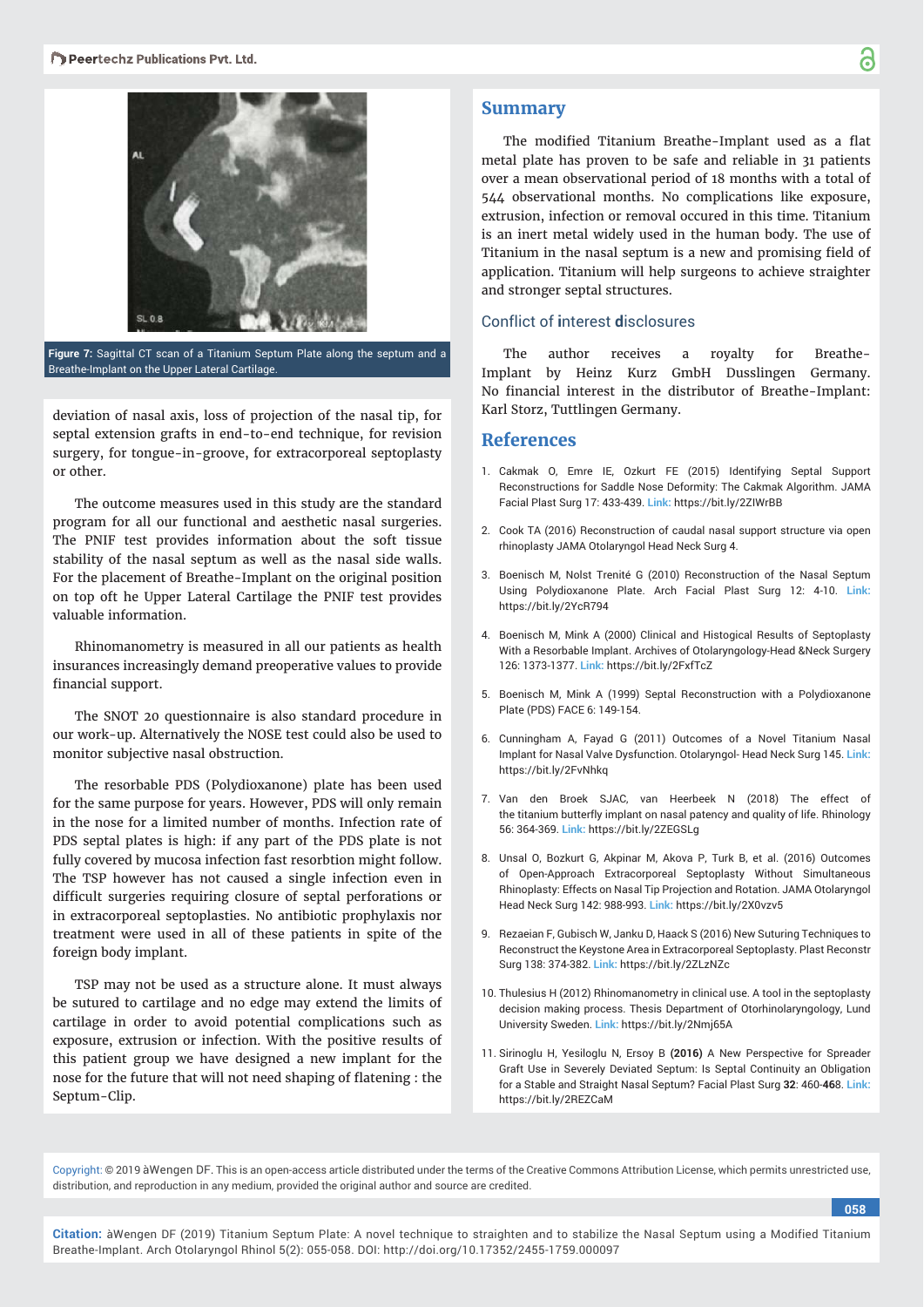Figure 7: Sagittal CT scan of a Titanium Septum Plate along the septum and a Breathe-Implant on the Upper Lateral Cartilage.

deviation of nasal axis, loss of projection of the nasal tip, for septal extension grafts in end-to-end technique, for revision surgery, for tongue-in-groove, for extracorporeal septoplasty or other.

The outcome measures used in this study are the standard program for all our functional and aesthetic nasal surgeries. The PNIF test provides information about the soft tissue stability of the nasal septum as well as the nasal side walls. For the placement of Breathe-Implant on the original position on top oft he Upper Lateral Cartilage the PNIF test provides valuable information.

Rhinomanometry is measured in all our patients as health insurances increasingly demand preoperative values to provide financial support.

The SNOT 20 questionnaire is also standard procedure in our work-up. Alternatively the NOSE test could also be used to monitor subjective nasal obstruction.

The resorbable PDS (Polydioxanone) plate has been used for the same purpose for years. However, PDS will only remain in the nose for a limited number of months. Infection rate of PDS septal plates is high: if any part of the PDS plate is not fully covered by mucosa infection fast resorbtion might follow. The TSP however has not caused a single infection even in difficult surgeries requiring closure of septal perforations or in extracorporeal septoplasties. No antibiotic prophylaxis nor treatment were used in all of these patients in spite of the foreign body implant.

TSP may not be used as a structure alone. It must always be sutured to cartilage and no edge may extend the limits of cartilage in order to avoid potential complications such as exposure, extrusion or infection. With the positive results of this patient group we have designed a new implant for the nose for the future that will not need shaping of flatening : the Septum-Clip.

## Summary

The modified Titanium Breathe-Implant used as a flat metal plate has proven to be safe and reliable in 31 patients over a mean observational period of 18 months with a total of 544 observational months. No complications like exposure, extrusion, infection or removal occured in this time. Titanium is an inert metal widely used in the human body. The use of Titanium in the nasal septum is a new and promising field of application. Titanium will help surgeons to achieve straighter and stronger septal structures.

### Conflict of interest disclosures

The author receives a royalty for Breathe-Implant by Heinz Kurz GmbH Dusslingen Germany. No financial interest in the distributor of Breathe-Implant: Karl Storz, Tuttlingen Germany.

## References

1. Cakmak O, Emre IE, Ozkurt FE (2015) Identifying Septal Support Reconstructions for Saddle Nose Deformity: The Cakmak Algorithm. JAMA Facial Plast Surg 17: 433-439. Link: https://bit.ly/2ZIWrBB
2. Cook TA (2016) Reconstruction of caudal nasal support structure via open rhinoplasty JAMA Otolaryngol Head Neck Surg 4.
3. Boenisch M, Nolst Trenité G (2010) Reconstruction of the Nasal Septum Using Polydioxanone Plate. Arch Facial Plast Surg 12: 4-10. Link: https://bit.ly/2YcR794
4. Boenisch M, Mink A (2000) Clinical and Histological Results of Septoplasty With a Resorbable Implant. Archives of Otolaryngology-Head &Neck Surgery 126: 1373-1377. Link: https://bit.ly/2FxfTcZ
5. Boenisch M, Mink A (1999) Septal Reconstruction with a Polydioxanone Plate (PDS) FACE 6: 149-154.
6. Cunningham A, Fayad G (2011) Outcomes of a Novel Titanium Nasal Implant for Nasal Valve Dysfunction. Otolaryngol- Head Neck Surg 145. Link: https://bit.ly/2FvNhkq
7. Van den Broek SJAC, van Heerbeek N (2018) The effect of the titanium butterfly implant on nasal patency and quality of life. Rhinology 56: 364-369. Link: https://bit.ly/2ZEGSLg
8. Unsal O, Bozkurt G, Akpinar M, Akova P, Turk B, et al. (2016) Outcomes of Open-Approach Extracorporeal Septoplasty Without Simultaneous Rhinoplasty: Effects on Nasal Tip Projection and Rotation. JAMA Otolaryngol Head Neck Surg 142: 988-993. Link: https://bit.ly/2X0vzv5
9. Rezaeian F, Gubisch W, Janku D, Haack S (2016) New Suturing Techniques to Reconstruct the Keystone Area in Extracorporeal Septoplasty. Plast Reconstr Surg 138: 374-382. Link: https://bit.ly/2ZLzNZc
10. Thulesius H (2012) Rhinomanometry in clinical use. A tool in the septoplasty decision making process. Thesis Department of Otorhinolaryngology, Lund University Sweden. Link: https://bit.ly/2Nmj65A
11. Sirinoglu H, Yesiloglu N, Ersoy B **(2016)** A New Perspective for Spreader Graft Use in Severely Deviated Septum: Is Septal Continuity an Obligation for a Stable and Straight Nasal Septum? Facial Plast Surg **32**: 460-**46**8. Link: https://bit.ly/2REZCaM

Copyright: © 2019 àWengen DF. This is an open-access article distributed under the terms of the Creative Commons Attribution License, which permits unrestricted use, distribution, and reproduction in any medium, provided the original author and source are credited.